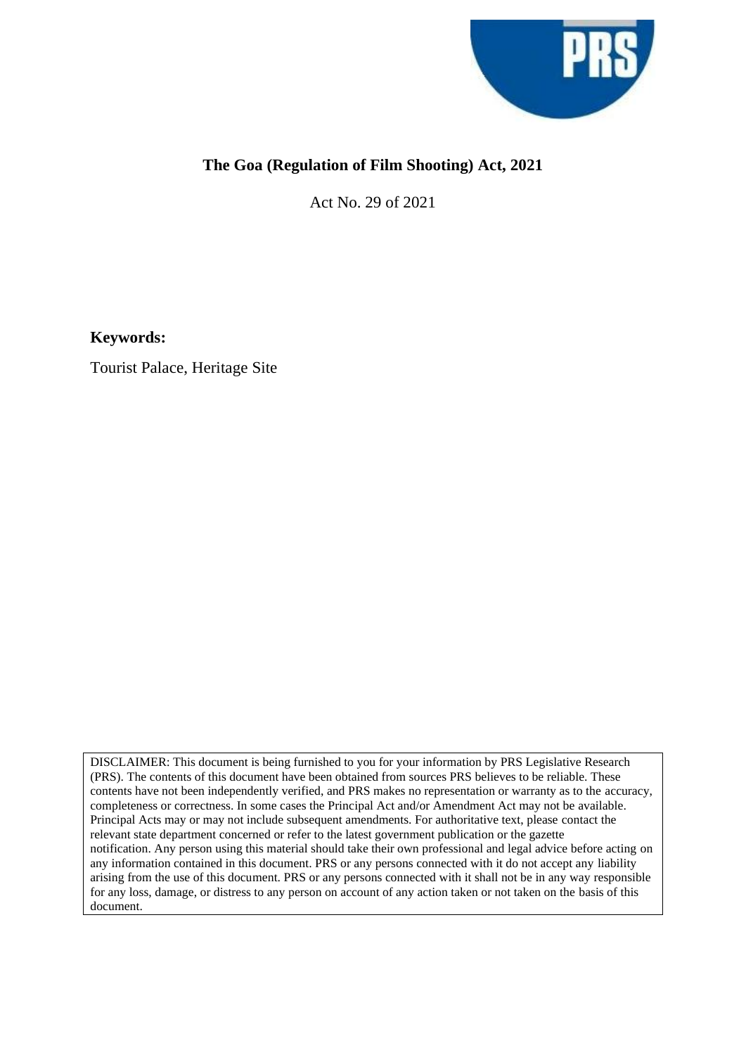PRS

# The Goa (Regulation of Film Shooting) Act, 2021

Act No. 29 of 2021

**Keywords:**

Tourist Palace, Heritage Site

DISCLAIMER: This document is being furnished to you for your information by PRS Legislative Research (PRS). The contents of this document have been obtained from sources PRS believes to be reliable. These contents have not been independently verified, and PRS makes no representation or warranty as to the accuracy, completeness or correctness. In some cases the Principal Act and/or Amendment Act may not be available. Principal Acts may or may not include subsequent amendments. For authoritative text, please contact the relevant state department concerned or refer to the latest government publication or the gazette notification. Any person using this material should take their own professional and legal advice before acting on any information contained in this document. PRS or any persons connected with it do not accept any liability arising from the use of this document. PRS or any persons connected with it shall not be in any way responsible for any loss, damage, or distress to any person on account of any action taken or not taken on the basis of this document.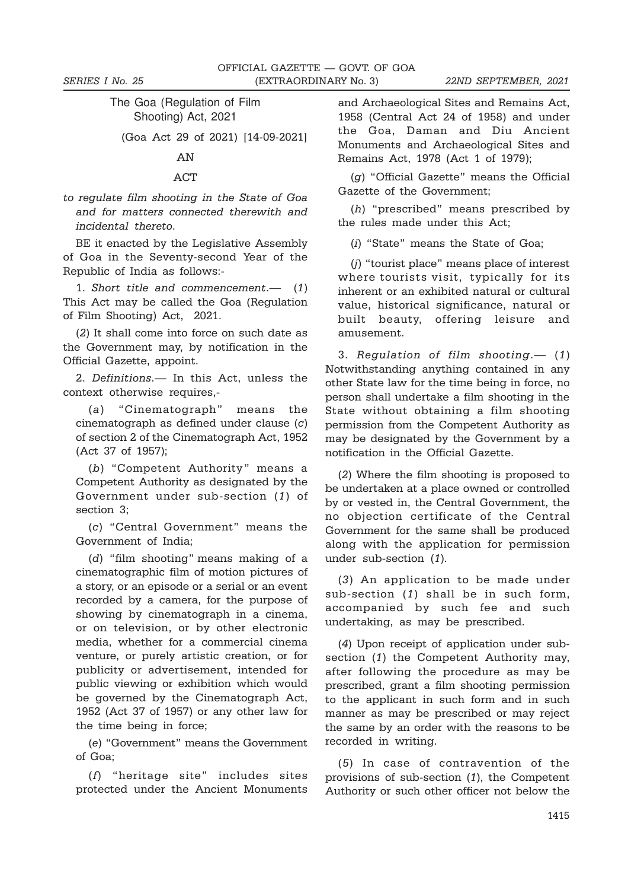The Goa (Regulation of Film Shooting) Act, 2021

(Goa Act 29 of 2021) [14-09-2021]

AN

ACT

*to regulate film shooting in the State of Goa and for matters connected therewith and incidental thereto.*

BE it enacted by the Legislative Assembly of Goa in the Seventy-second Year of the Republic of India as follows:-

1. *Short title and commencement*.— (*1*) This Act may be called the Goa (Regulation of Film Shooting) Act, 2021.

(*2*) It shall come into force on such date as the Government may, by notification in the Official Gazette, appoint.

2. *Definitions*.— In this Act, unless the context otherwise requires,-

(*a*) "Cinematograph" means the cinematograph as defined under clause (*c*) of section 2 of the Cinematograph Act, 1952 (Act 37 of 1957);

(*b*) "Competent Authority" means a Competent Authority as designated by the Government under sub-section (*1*) of section 3;

(*c*) "Central Government" means the Government of India;

(*d*) "film shooting" means making of a cinematographic film of motion pictures of a story, or an episode or a serial or an event recorded by a camera, for the purpose of showing by cinematograph in a cinema, or on television, or by other electronic media, whether for a commercial cinema venture, or purely artistic creation, or for publicity or advertisement, intended for public viewing or exhibition which would be governed by the Cinematograph Act, 1952 (Act 37 of 1957) or any other law for the time being in force;

(*e*) "Government" means the Government of Goa;

(*f*) "heritage site" includes sites protected under the Ancient Monuments and Archaeological Sites and Remains Act, 1958 (Central Act 24 of 1958) and under the Goa, Daman and Diu Ancient Monuments and Archaeological Sites and Remains Act, 1978 (Act 1 of 1979);

(*g*) "Official Gazette" means the Official Gazette of the Government;

(*h*) "prescribed" means prescribed by the rules made under this Act;

(*i*) "State" means the State of Goa;

(*j*) "tourist place" means place of interest where tourists visit, typically for its inherent or an exhibited natural or cultural value, historical significance, natural or built beauty, offering leisure and amusement.

3. *Regulation of film shooting*.— (*1*) Notwithstanding anything contained in any other State law for the time being in force, no person shall undertake a film shooting in the State without obtaining a film shooting permission from the Competent Authority as may be designated by the Government by a notification in the Official Gazette.

(*2*) Where the film shooting is proposed to be undertaken at a place owned or controlled by or vested in, the Central Government, the no objection certificate of the Central Government for the same shall be produced along with the application for permission under sub-section (*1*).

(*3*) An application to be made under sub-section (*1*) shall be in such form, accompanied by such fee and such undertaking, as may be prescribed.

(*4*) Upon receipt of application under sub-section (*1*) the Competent Authority may, after following the procedure as may be prescribed, grant a film shooting permission to the applicant in such form and in such manner as may be prescribed or may reject the same by an order with the reasons to be recorded in writing.

(*5*) In case of contravention of the provisions of sub-section (*1*), the Competent Authority or such other officer not below the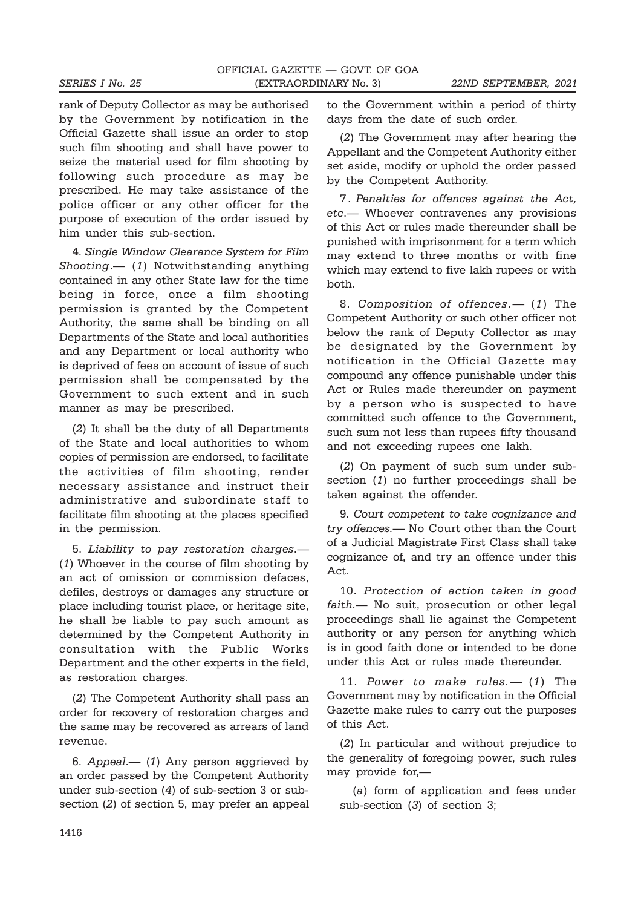rank of Deputy Collector as may be authorised by the Government by notification in the Official Gazette shall issue an order to stop such film shooting and shall have power to seize the material used for film shooting by following such procedure as may be prescribed. He may take assistance of the police officer or any other officer for the purpose of execution of the order issued by him under this sub-section.

4. *Single Window Clearance System for Film Shooting*.— (*1*) Notwithstanding anything contained in any other State law for the time being in force, once a film shooting permission is granted by the Competent Authority, the same shall be binding on all Departments of the State and local authorities and any Department or local authority who is deprived of fees on account of issue of such permission shall be compensated by the Government to such extent and in such manner as may be prescribed.

(*2*) It shall be the duty of all Departments of the State and local authorities to whom copies of permission are endorsed, to facilitate the activities of film shooting, render necessary assistance and instruct their administrative and subordinate staff to facilitate film shooting at the places specified in the permission.

5. *Liability to pay restoration charges*.— (*1*) Whoever in the course of film shooting by an act of omission or commission defaces, defiles, destroys or damages any structure or place including tourist place, or heritage site, he shall be liable to pay such amount as determined by the Competent Authority in consultation with the Public Works Department and the other experts in the field, as restoration charges.

(*2*) The Competent Authority shall pass an order for recovery of restoration charges and the same may be recovered as arrears of land revenue.

6. *Appeal*.— (*1*) Any person aggrieved by an order passed by the Competent Authority under sub-section (*4*) of sub-section 3 or sub-section (*2*) of section 5, may prefer an appeal to the Government within a period of thirty days from the date of such order.

(*2*) The Government may after hearing the Appellant and the Competent Authority either set aside, modify or uphold the order passed by the Competent Authority.

7. *Penalties for offences against the Act, etc*.— Whoever contravenes any provisions of this Act or rules made thereunder shall be punished with imprisonment for a term which may extend to three months or with fine which may extend to five lakh rupees or with both.

8. *Composition of offences*.— (*1*) The Competent Authority or such other officer not below the rank of Deputy Collector as may be designated by the Government by notification in the Official Gazette may compound any offence punishable under this Act or Rules made thereunder on payment by a person who is suspected to have committed such offence to the Government, such sum not less than rupees fifty thousand and not exceeding rupees one lakh.

(*2*) On payment of such sum under sub-section (*1*) no further proceedings shall be taken against the offender.

9. *Court competent to take cognizance and try offences*.— No Court other than the Court of a Judicial Magistrate First Class shall take cognizance of, and try an offence under this Act.

10. *Protection of action taken in good faith*.— No suit, prosecution or other legal proceedings shall lie against the Competent authority or any person for anything which is in good faith done or intended to be done under this Act or rules made thereunder.

11. *Power to make rules*.— (*1*) The Government may by notification in the Official Gazette make rules to carry out the purposes of this Act.

(*2*) In particular and without prejudice to the generality of foregoing power, such rules may provide for,—

(*a*) form of application and fees under sub-section (*3*) of section 3;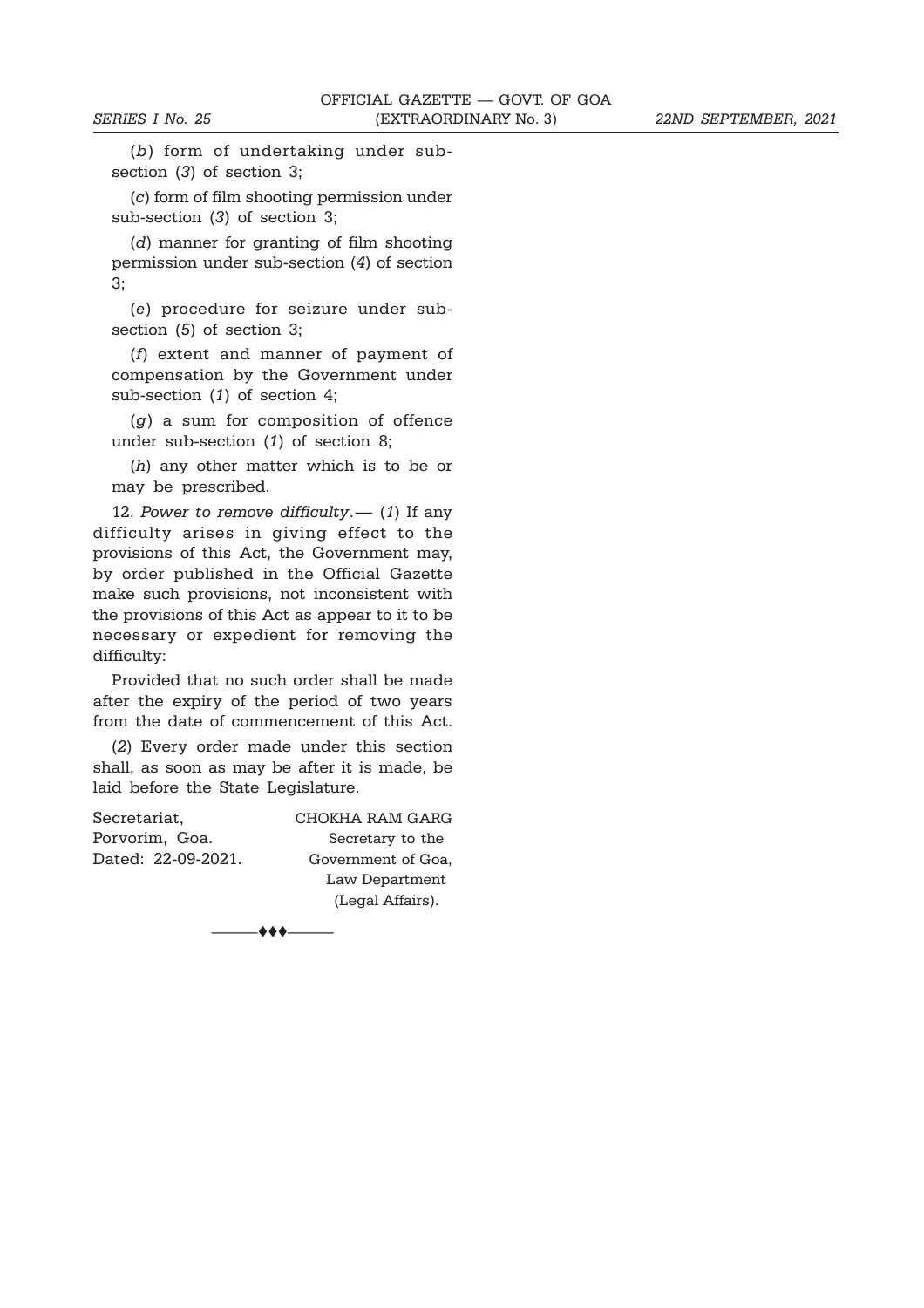(*b*) form of undertaking under sub-section (*3*) of section 3;

(*c*) form of film shooting permission under sub-section (*3*) of section 3;

(*d*) manner for granting of film shooting permission under sub-section (*4*) of section 3;

(*e*) procedure for seizure under sub-section (*5*) of section 3;

(*f*) extent and manner of payment of compensation by the Government under sub-section (*1*) of section 4;

(*g*) a sum for composition of offence under sub-section (*1*) of section 8;

(*h*) any other matter which is to be or may be prescribed.

12. *Power to remove difficulty*.— (*1*) If any difficulty arises in giving effect to the provisions of this Act, the Government may, by order published in the Official Gazette make such provisions, not inconsistent with the provisions of this Act as appear to it to be necessary or expedient for removing the difficulty:

Provided that no such order shall be made after the expiry of the period of two years from the date of commencement of this Act.

(*2*) Every order made under this section shall, as soon as may be after it is made, be laid before the State Legislature.

Secretariat,
Porvorim, Goa.
Dated: 22-09-2021.

CHOKHA RAM GARG
Secretary to the
Government of Goa,
Law Department
(Legal Affairs).

———♦♦♦———